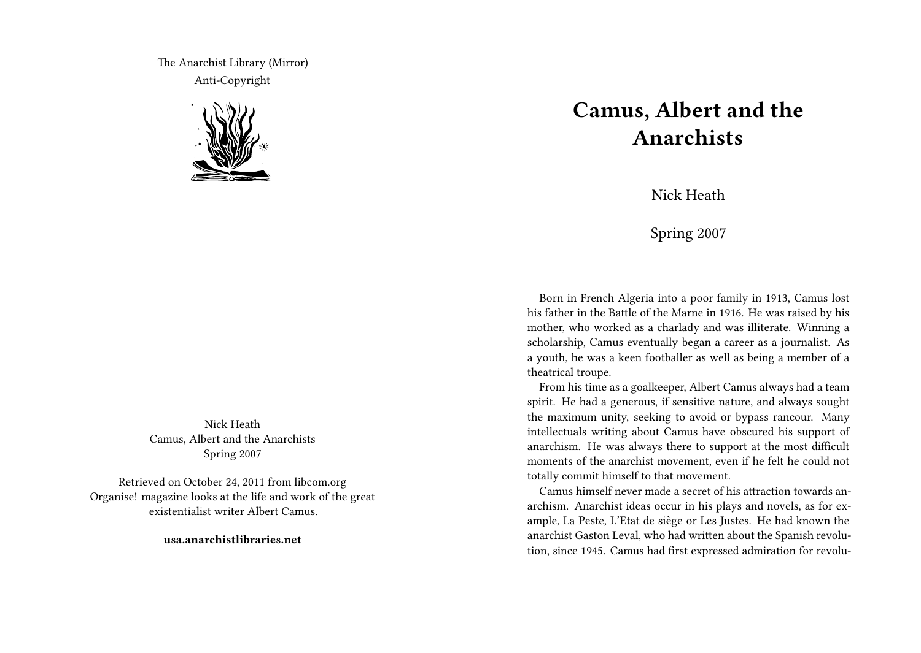The Anarchist Library (Mirror)
Anti-Copyright

Nick Heath
Camus, Albert and the Anarchists
Spring 2007

Retrieved on October 24, 2011 from libcom.org
Organise! magazine looks at the life and work of the great existentialist writer Albert Camus.

**usa.anarchistlibraries.net**

# Camus, Albert and the Anarchists

Nick Heath

Spring 2007

Born in French Algeria into a poor family in 1913, Camus lost his father in the Battle of the Marne in 1916. He was raised by his mother, who worked as a charlady and was illiterate. Winning a scholarship, Camus eventually began a career as a journalist. As a youth, he was a keen footballer as well as being a member of a theatrical troupe.

From his time as a goalkeeper, Albert Camus always had a team spirit. He had a generous, if sensitive nature, and always sought the maximum unity, seeking to avoid or bypass rancour. Many intellectuals writing about Camus have obscured his support of anarchism. He was always there to support at the most difficult moments of the anarchist movement, even if he felt he could not totally commit himself to that movement.

Camus himself never made a secret of his attraction towards anarchism. Anarchist ideas occur in his plays and novels, as for example, La Peste, L'Etat de siège or Les Justes. He had known the anarchist Gaston Leval, who had written about the Spanish revolution, since 1945. Camus had first expressed admiration for revolu-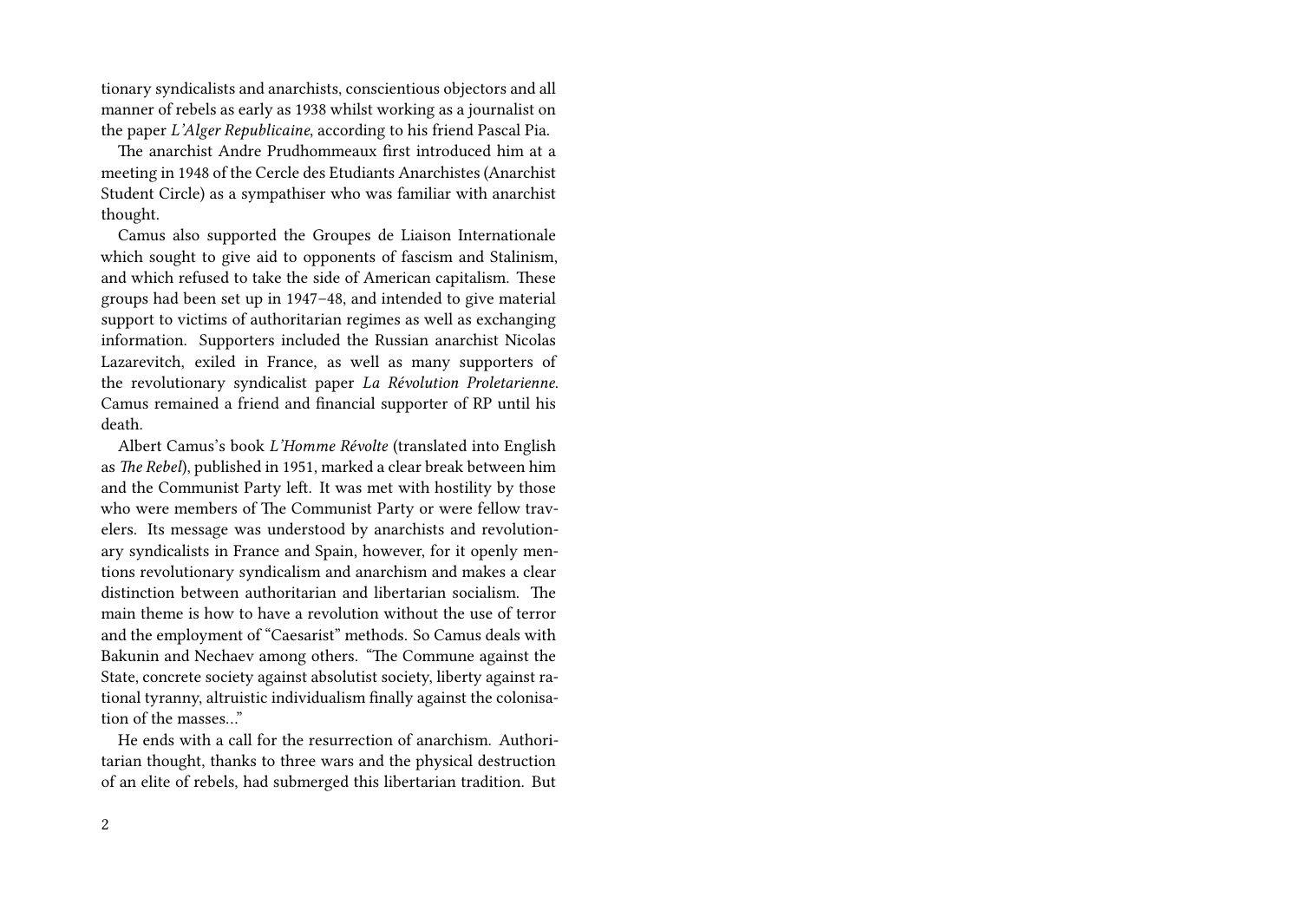tionary syndicalists and anarchists, conscientious objectors and all manner of rebels as early as 1938 whilst working as a journalist on the paper *L'Alger Republicaine*, according to his friend Pascal Pia.

The anarchist Andre Prudhommeaux first introduced him at a meeting in 1948 of the Cercle des Etudiants Anarchistes (Anarchist Student Circle) as a sympathiser who was familiar with anarchist thought.

Camus also supported the Groupes de Liaison Internationale which sought to give aid to opponents of fascism and Stalinism, and which refused to take the side of American capitalism. These groups had been set up in 1947–48, and intended to give material support to victims of authoritarian regimes as well as exchanging information. Supporters included the Russian anarchist Nicolas Lazarevitch, exiled in France, as well as many supporters of the revolutionary syndicalist paper *La Révolution Proletarienne*. Camus remained a friend and financial supporter of RP until his death.

Albert Camus's book *L'Homme Révolte* (translated into English as *The Rebel*), published in 1951, marked a clear break between him and the Communist Party left. It was met with hostility by those who were members of The Communist Party or were fellow travelers. Its message was understood by anarchists and revolutionary syndicalists in France and Spain, however, for it openly mentions revolutionary syndicalism and anarchism and makes a clear distinction between authoritarian and libertarian socialism. The main theme is how to have a revolution without the use of terror and the employment of "Caesarist" methods. So Camus deals with Bakunin and Nechaev among others. "The Commune against the State, concrete society against absolutist society, liberty against rational tyranny, altruistic individualism finally against the colonisation of the masses…"

He ends with a call for the resurrection of anarchism. Authoritarian thought, thanks to three wars and the physical destruction of an elite of rebels, had submerged this libertarian tradition. But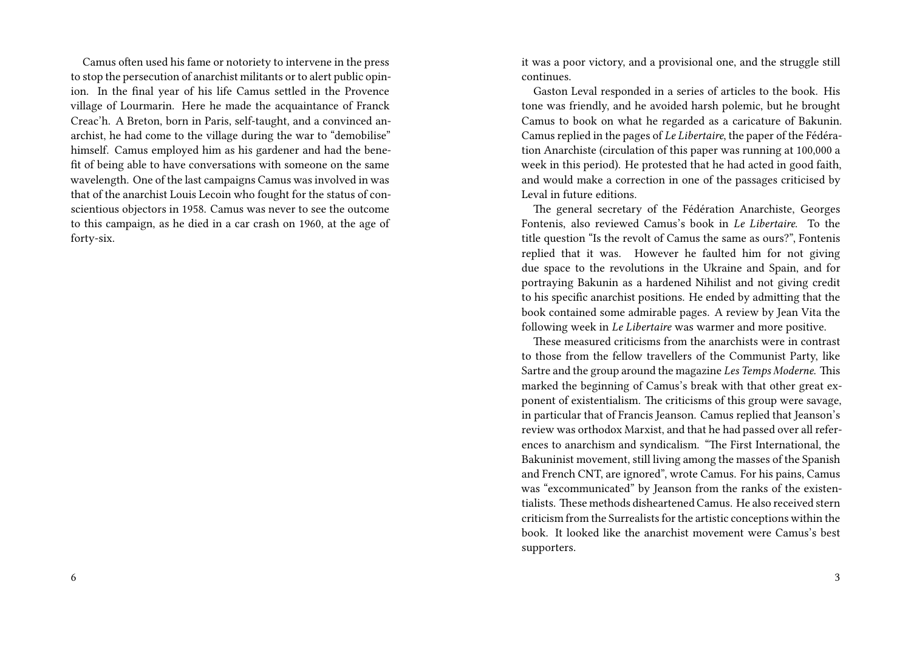Camus often used his fame or notoriety to intervene in the press to stop the persecution of anarchist militants or to alert public opinion. In the final year of his life Camus settled in the Provence village of Lourmarin. Here he made the acquaintance of Franck Creac'h. A Breton, born in Paris, self-taught, and a convinced anarchist, he had come to the village during the war to "demobilise" himself. Camus employed him as his gardener and had the benefit of being able to have conversations with someone on the same wavelength. One of the last campaigns Camus was involved in was that of the anarchist Louis Lecoin who fought for the status of conscientious objectors in 1958. Camus was never to see the outcome to this campaign, as he died in a car crash on 1960, at the age of forty-six.

it was a poor victory, and a provisional one, and the struggle still continues.

Gaston Leval responded in a series of articles to the book. His tone was friendly, and he avoided harsh polemic, but he brought Camus to book on what he regarded as a caricature of Bakunin. Camus replied in the pages of *Le Libertaire*, the paper of the Fédération Anarchiste (circulation of this paper was running at 100,000 a week in this period). He protested that he had acted in good faith, and would make a correction in one of the passages criticised by Leval in future editions.

The general secretary of the Fédération Anarchiste, Georges Fontenis, also reviewed Camus's book in *Le Libertaire*. To the title question "Is the revolt of Camus the same as ours?", Fontenis replied that it was. However he faulted him for not giving due space to the revolutions in the Ukraine and Spain, and for portraying Bakunin as a hardened Nihilist and not giving credit to his specific anarchist positions. He ended by admitting that the book contained some admirable pages. A review by Jean Vita the following week in *Le Libertaire* was warmer and more positive.

These measured criticisms from the anarchists were in contrast to those from the fellow travellers of the Communist Party, like Sartre and the group around the magazine *Les Temps Moderne*. This marked the beginning of Camus's break with that other great exponent of existentialism. The criticisms of this group were savage, in particular that of Francis Jeanson. Camus replied that Jeanson's review was orthodox Marxist, and that he had passed over all references to anarchism and syndicalism. "The First International, the Bakuninist movement, still living among the masses of the Spanish and French CNT, are ignored", wrote Camus. For his pains, Camus was "excommunicated" by Jeanson from the ranks of the existentialists. These methods disheartened Camus. He also received stern criticism from the Surrealists for the artistic conceptions within the book. It looked like the anarchist movement were Camus's best supporters.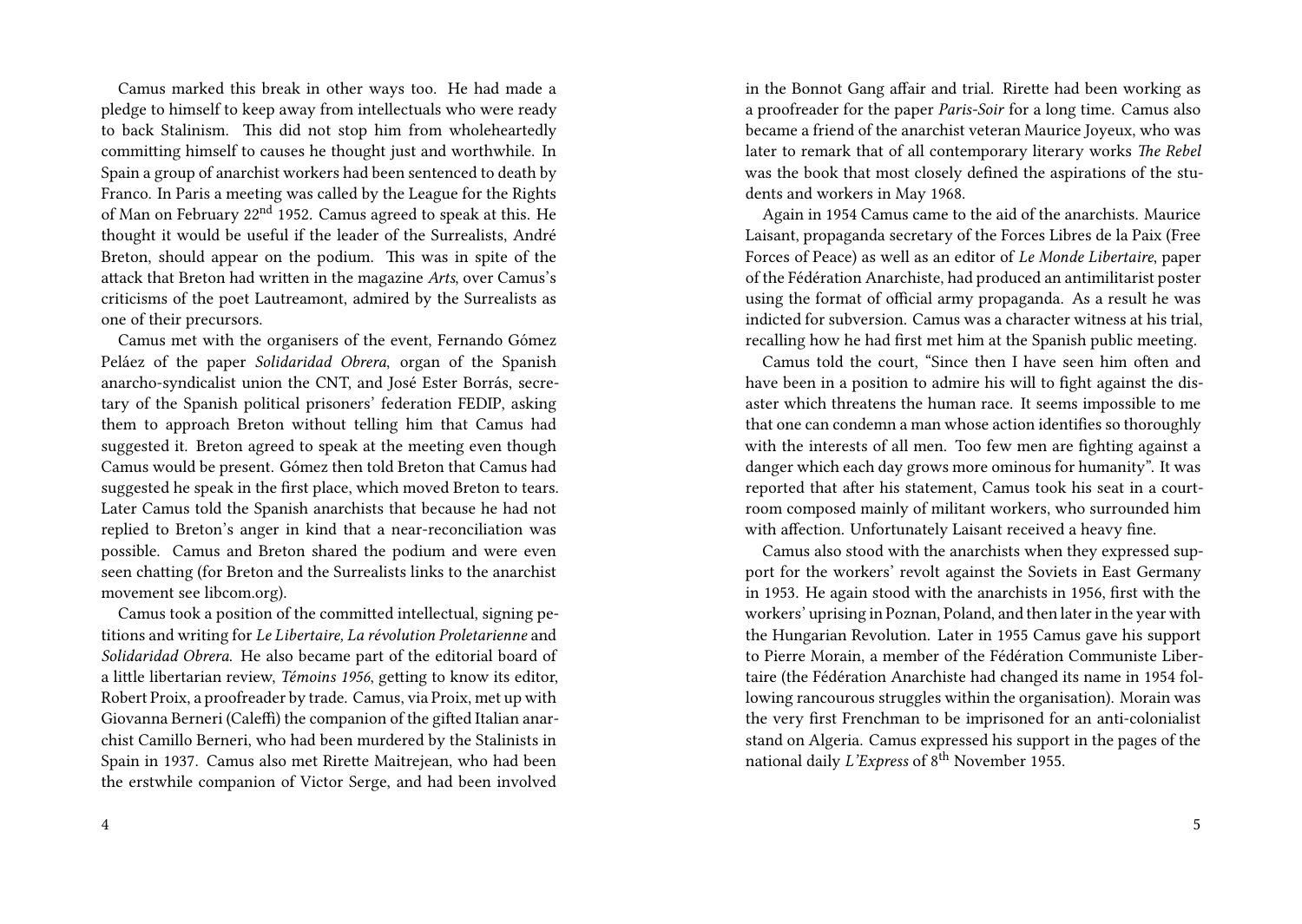Camus marked this break in other ways too. He had made a pledge to himself to keep away from intellectuals who were ready to back Stalinism. This did not stop him from wholeheartedly committing himself to causes he thought just and worthwhile. In Spain a group of anarchist workers had been sentenced to death by Franco. In Paris a meeting was called by the League for the Rights of Man on February 22nd 1952. Camus agreed to speak at this. He thought it would be useful if the leader of the Surrealists, André Breton, should appear on the podium. This was in spite of the attack that Breton had written in the magazine *Arts*, over Camus's criticisms of the poet Lautreamont, admired by the Surrealists as one of their precursors.

Camus met with the organisers of the event, Fernando Gómez Peláez of the paper *Solidaridad Obrera*, organ of the Spanish anarcho-syndicalist union the CNT, and José Ester Borrás, secretary of the Spanish political prisoners' federation FEDIP, asking them to approach Breton without telling him that Camus had suggested it. Breton agreed to speak at the meeting even though Camus would be present. Gómez then told Breton that Camus had suggested he speak in the first place, which moved Breton to tears. Later Camus told the Spanish anarchists that because he had not replied to Breton's anger in kind that a near-reconciliation was possible. Camus and Breton shared the podium and were even seen chatting (for Breton and the Surrealists links to the anarchist movement see libcom.org).

Camus took a position of the committed intellectual, signing petitions and writing for *Le Libertaire, La révolution Proletarienne* and *Solidaridad Obrera*. He also became part of the editorial board of a little libertarian review, *Témoins 1956*, getting to know its editor, Robert Proix, a proofreader by trade. Camus, via Proix, met up with Giovanna Berneri (Caleffi) the companion of the gifted Italian anarchist Camillo Berneri, who had been murdered by the Stalinists in Spain in 1937. Camus also met Rirette Maitrejean, who had been the erstwhile companion of Victor Serge, and had been involved in the Bonnot Gang affair and trial. Rirette had been working as a proofreader for the paper *Paris-Soir* for a long time. Camus also became a friend of the anarchist veteran Maurice Joyeux, who was later to remark that of all contemporary literary works *The Rebel* was the book that most closely defined the aspirations of the students and workers in May 1968.

Again in 1954 Camus came to the aid of the anarchists. Maurice Laisant, propaganda secretary of the Forces Libres de la Paix (Free Forces of Peace) as well as an editor of *Le Monde Libertaire*, paper of the Fédération Anarchiste, had produced an antimilitarist poster using the format of official army propaganda. As a result he was indicted for subversion. Camus was a character witness at his trial, recalling how he had first met him at the Spanish public meeting.

Camus told the court, "Since then I have seen him often and have been in a position to admire his will to fight against the disaster which threatens the human race. It seems impossible to me that one can condemn a man whose action identifies so thoroughly with the interests of all men. Too few men are fighting against a danger which each day grows more ominous for humanity". It was reported that after his statement, Camus took his seat in a courtroom composed mainly of militant workers, who surrounded him with affection. Unfortunately Laisant received a heavy fine.

Camus also stood with the anarchists when they expressed support for the workers' revolt against the Soviets in East Germany in 1953. He again stood with the anarchists in 1956, first with the workers' uprising in Poznan, Poland, and then later in the year with the Hungarian Revolution. Later in 1955 Camus gave his support to Pierre Morain, a member of the Fédération Communiste Libertaire (the Fédération Anarchiste had changed its name in 1954 following rancourous struggles within the organisation). Morain was the very first Frenchman to be imprisoned for an anti-colonialist stand on Algeria. Camus expressed his support in the pages of the national daily *L'Express* of 8th November 1955.